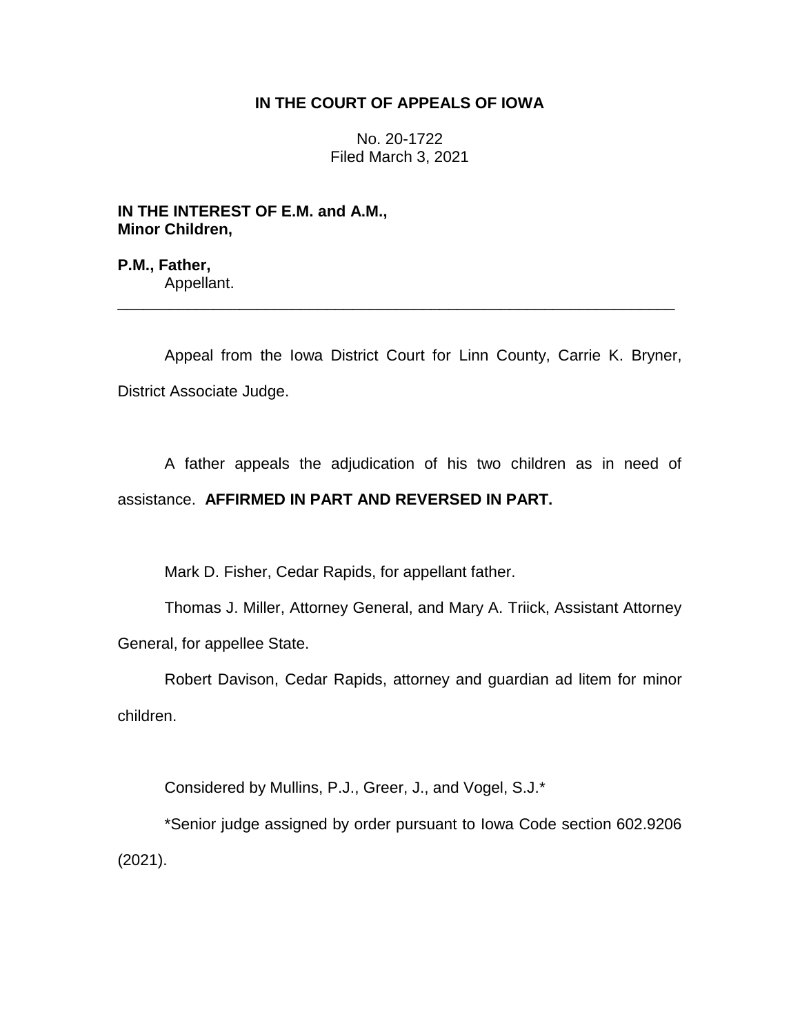**IN THE COURT OF APPEALS OF IOWA**

No. 20-1722
Filed March 3, 2021

**IN THE INTEREST OF E.M. and A.M.,**
**Minor Children,**

**P.M., Father,**
Appellant.

---

Appeal from the Iowa District Court for Linn County, Carrie K. Bryner, District Associate Judge.

A father appeals the adjudication of his two children as in need of assistance. **AFFIRMED IN PART AND REVERSED IN PART.**

Mark D. Fisher, Cedar Rapids, for appellant father.

Thomas J. Miller, Attorney General, and Mary A. Triick, Assistant Attorney General, for appellee State.

Robert Davison, Cedar Rapids, attorney and guardian ad litem for minor children.

Considered by Mullins, P.J., Greer, J., and Vogel, S.J.*

*Senior judge assigned by order pursuant to Iowa Code section 602.9206 (2021).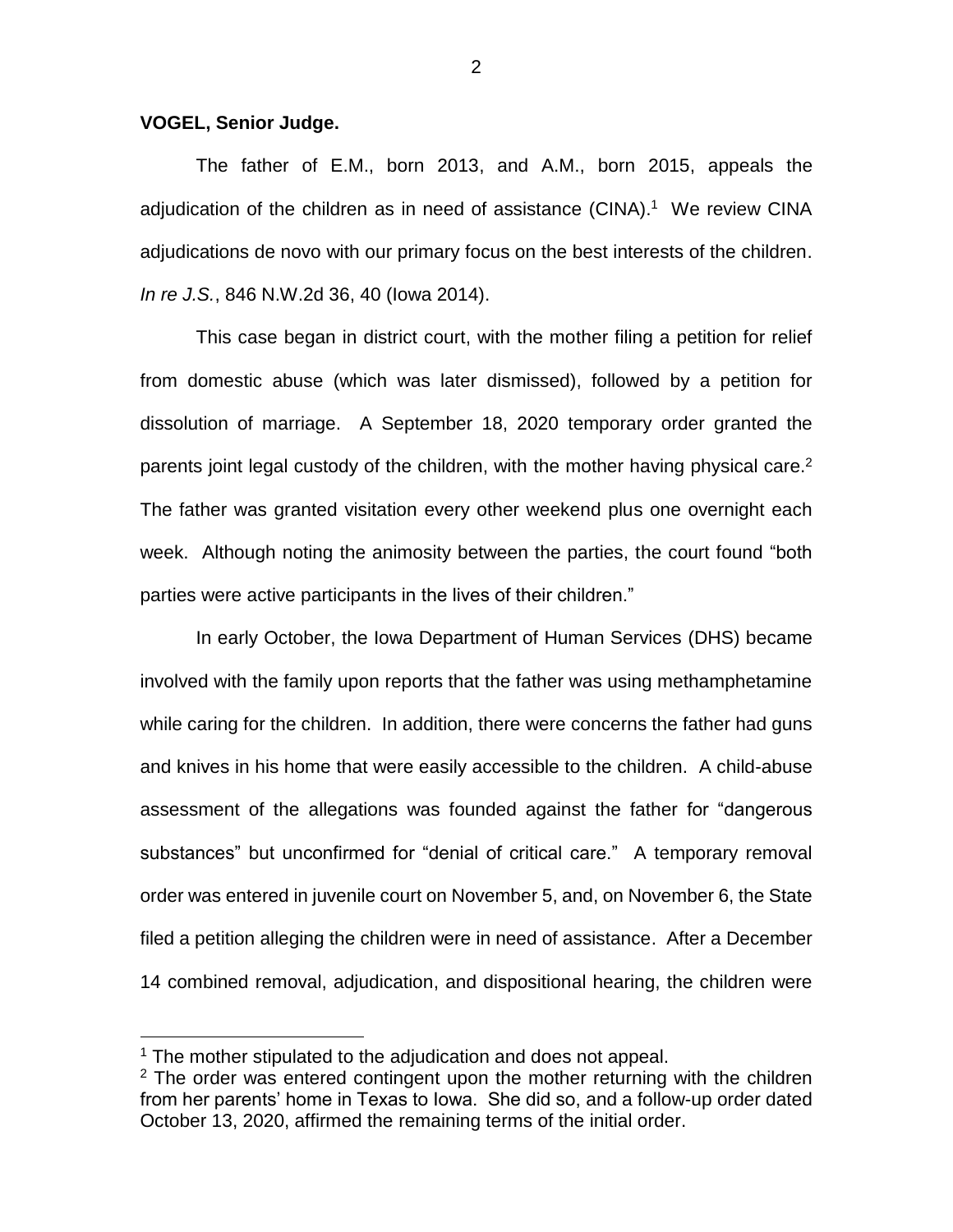**VOGEL, Senior Judge.**

The father of E.M., born 2013, and A.M., born 2015, appeals the adjudication of the children as in need of assistance (CINA).[1] We review CINA adjudications de novo with our primary focus on the best interests of the children. *In re J.S.*, 846 N.W.2d 36, 40 (Iowa 2014).

This case began in district court, with the mother filing a petition for relief from domestic abuse (which was later dismissed), followed by a petition for dissolution of marriage. A September 18, 2020 temporary order granted the parents joint legal custody of the children, with the mother having physical care.[2] The father was granted visitation every other weekend plus one overnight each week. Although noting the animosity between the parties, the court found "both parties were active participants in the lives of their children."

In early October, the Iowa Department of Human Services (DHS) became involved with the family upon reports that the father was using methamphetamine while caring for the children. In addition, there were concerns the father had guns and knives in his home that were easily accessible to the children. A child-abuse assessment of the allegations was founded against the father for "dangerous substances" but unconfirmed for "denial of critical care." A temporary removal order was entered in juvenile court on November 5, and, on November 6, the State filed a petition alleging the children were in need of assistance. After a December 14 combined removal, adjudication, and dispositional hearing, the children were

---

[1] The mother stipulated to the adjudication and does not appeal.

[2] The order was entered contingent upon the mother returning with the children from her parents' home in Texas to Iowa. She did so, and a follow-up order dated October 13, 2020, affirmed the remaining terms of the initial order.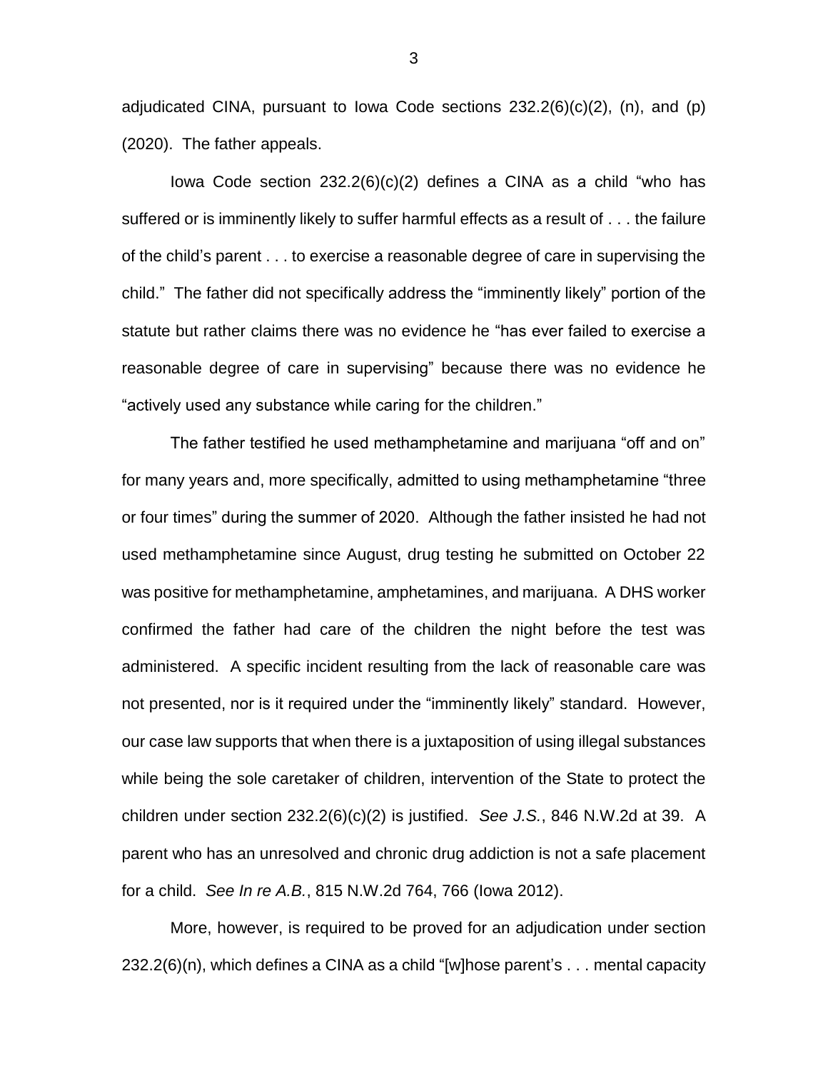adjudicated CINA, pursuant to Iowa Code sections 232.2(6)(c)(2), (n), and (p) (2020). The father appeals.

Iowa Code section 232.2(6)(c)(2) defines a CINA as a child "who has suffered or is imminently likely to suffer harmful effects as a result of . . . the failure of the child's parent . . . to exercise a reasonable degree of care in supervising the child." The father did not specifically address the "imminently likely" portion of the statute but rather claims there was no evidence he "has ever failed to exercise a reasonable degree of care in supervising" because there was no evidence he "actively used any substance while caring for the children."

The father testified he used methamphetamine and marijuana "off and on" for many years and, more specifically, admitted to using methamphetamine "three or four times" during the summer of 2020. Although the father insisted he had not used methamphetamine since August, drug testing he submitted on October 22 was positive for methamphetamine, amphetamines, and marijuana. A DHS worker confirmed the father had care of the children the night before the test was administered. A specific incident resulting from the lack of reasonable care was not presented, nor is it required under the "imminently likely" standard. However, our case law supports that when there is a juxtaposition of using illegal substances while being the sole caretaker of children, intervention of the State to protect the children under section 232.2(6)(c)(2) is justified. *See J.S.*, 846 N.W.2d at 39. A parent who has an unresolved and chronic drug addiction is not a safe placement for a child. *See In re A.B.*, 815 N.W.2d 764, 766 (Iowa 2012).

More, however, is required to be proved for an adjudication under section 232.2(6)(n), which defines a CINA as a child "[w]hose parent's . . . mental capacity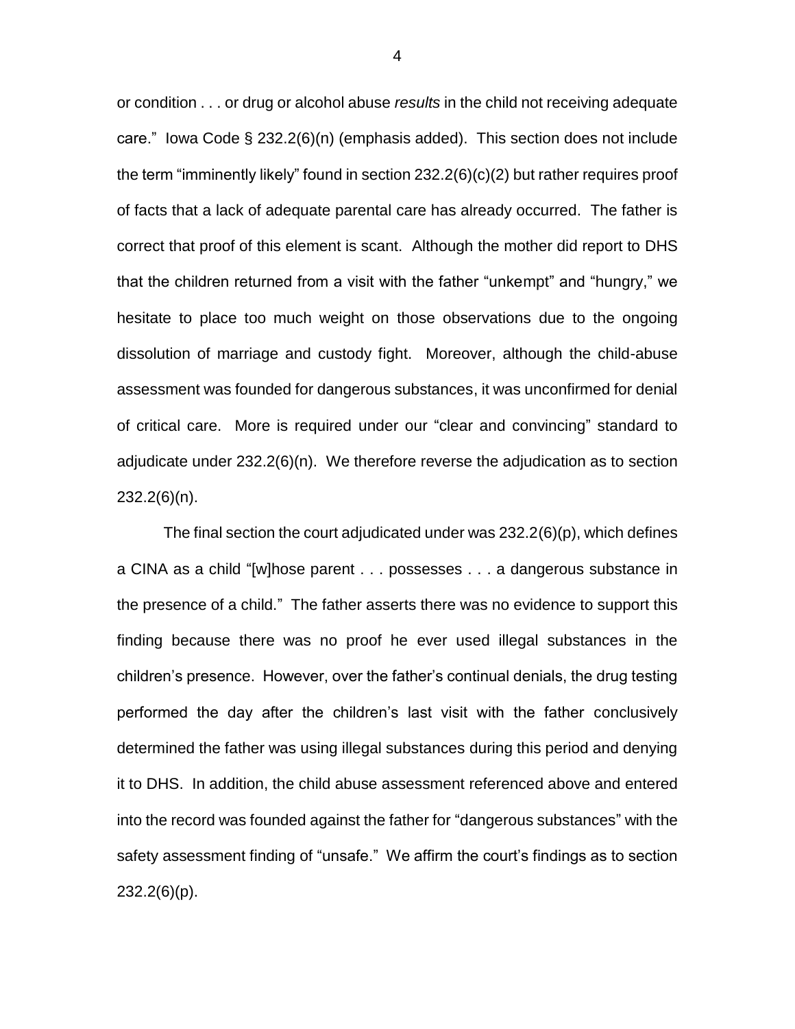or condition . . . or drug or alcohol abuse *results* in the child not receiving adequate care." Iowa Code § 232.2(6)(n) (emphasis added). This section does not include the term "imminently likely" found in section 232.2(6)(c)(2) but rather requires proof of facts that a lack of adequate parental care has already occurred. The father is correct that proof of this element is scant. Although the mother did report to DHS that the children returned from a visit with the father "unkempt" and "hungry," we hesitate to place too much weight on those observations due to the ongoing dissolution of marriage and custody fight. Moreover, although the child-abuse assessment was founded for dangerous substances, it was unconfirmed for denial of critical care. More is required under our "clear and convincing" standard to adjudicate under 232.2(6)(n). We therefore reverse the adjudication as to section 232.2(6)(n).

The final section the court adjudicated under was 232.2(6)(p), which defines a CINA as a child "[w]hose parent . . . possesses . . . a dangerous substance in the presence of a child." The father asserts there was no evidence to support this finding because there was no proof he ever used illegal substances in the children's presence. However, over the father's continual denials, the drug testing performed the day after the children's last visit with the father conclusively determined the father was using illegal substances during this period and denying it to DHS. In addition, the child abuse assessment referenced above and entered into the record was founded against the father for "dangerous substances" with the safety assessment finding of "unsafe." We affirm the court's findings as to section 232.2(6)(p).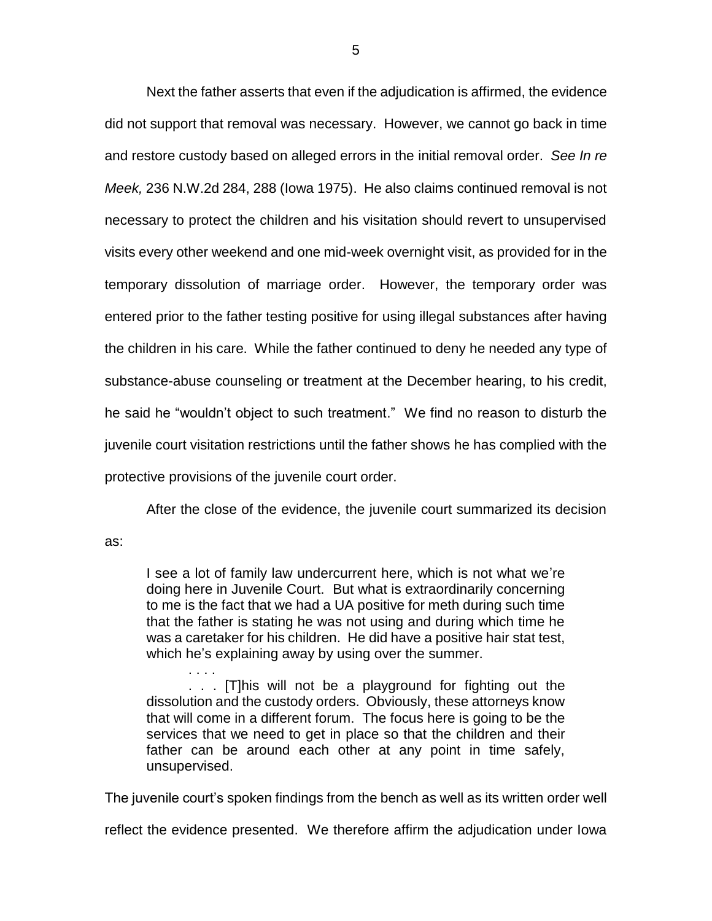Next the father asserts that even if the adjudication is affirmed, the evidence did not support that removal was necessary. However, we cannot go back in time and restore custody based on alleged errors in the initial removal order. *See In re Meek,* 236 N.W.2d 284, 288 (Iowa 1975). He also claims continued removal is not necessary to protect the children and his visitation should revert to unsupervised visits every other weekend and one mid-week overnight visit, as provided for in the temporary dissolution of marriage order. However, the temporary order was entered prior to the father testing positive for using illegal substances after having the children in his care. While the father continued to deny he needed any type of substance-abuse counseling or treatment at the December hearing, to his credit, he said he "wouldn't object to such treatment." We find no reason to disturb the juvenile court visitation restrictions until the father shows he has complied with the protective provisions of the juvenile court order.

After the close of the evidence, the juvenile court summarized its decision as:

> I see a lot of family law undercurrent here, which is not what we're doing here in Juvenile Court. But what is extraordinarily concerning to me is the fact that we had a UA positive for meth during such time that the father is stating he was not using and during which time he was a caretaker for his children. He did have a positive hair stat test, which he's explaining away by using over the summer.
>
> . . . .
>
> . . . [T]his will not be a playground for fighting out the dissolution and the custody orders. Obviously, these attorneys know that will come in a different forum. The focus here is going to be the services that we need to get in place so that the children and their father can be around each other at any point in time safely, unsupervised.

The juvenile court's spoken findings from the bench as well as its written order well reflect the evidence presented. We therefore affirm the adjudication under Iowa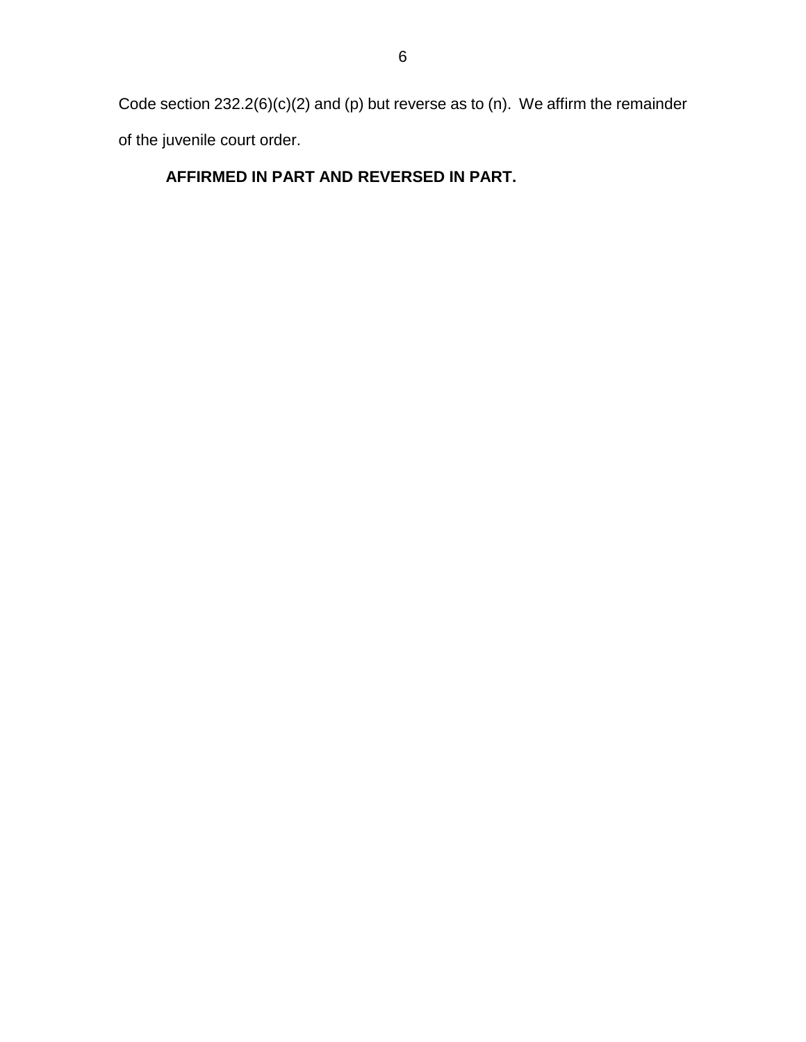Code section 232.2(6)(c)(2) and (p) but reverse as to (n). We affirm the remainder of the juvenile court order.

**AFFIRMED IN PART AND REVERSED IN PART.**